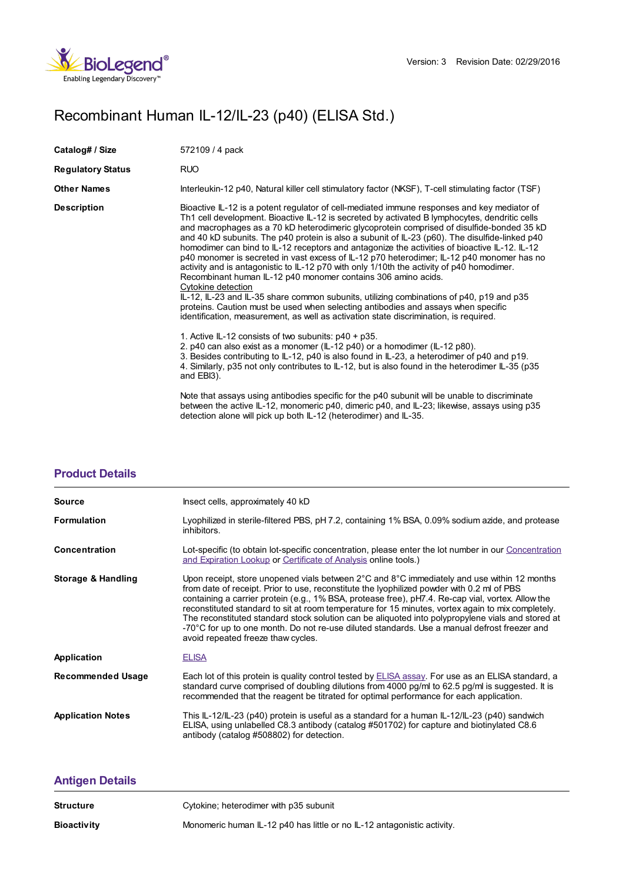Version: 3 Revision Date: 02/29/2016

# Recombinant Human IL-12/IL-23 (p40) (ELISA Std.)

| | |
|---|---|
| **Catalog# / Size** | 572109 / 4 pack |
| **Regulatory Status** | RUO |
| **Other Names** | Interleukin-12 p40, Natural killer cell stimulatory factor (NKSF), T-cell stimulating factor (TSF) |

**Description**

Bioactive IL-12 is a potent regulator of cell-mediated immune responses and key mediator of Th1 cell development. Bioactive IL-12 is secreted by activated B lymphocytes, dendritic cells and macrophages as a 70 kD heterodimeric glycoprotein comprised of disulfide-bonded 35 kD and 40 kD subunits. The p40 protein is also a subunit of IL-23 (p60). The disulfide-linked p40 homodimer can bind to IL-12 receptors and antagonize the activities of bioactive IL-12. IL-12 p40 monomer is secreted in vast excess of IL-12 p70 heterodimer; IL-12 p40 monomer has no activity and is antagonistic to IL-12 p70 with only 1/10th the activity of p40 homodimer. Recombinant human IL-12 p40 monomer contains 306 amino acids.

Cytokine detection

IL-12, IL-23 and IL-35 share common subunits, utilizing combinations of p40, p19 and p35 proteins. Caution must be used when selecting antibodies and assays when specific identification, measurement, as well as activation state discrimination, is required.

1. Active IL-12 consists of two subunits: p40 + p35.
2. p40 can also exist as a monomer (IL-12 p40) or a homodimer (IL-12 p80).
3. Besides contributing to IL-12, p40 is also found in IL-23, a heterodimer of p40 and p19.
4. Similarly, p35 not only contributes to IL-12, but is also found in the heterodimer IL-35 (p35 and EBI3).

Note that assays using antibodies specific for the p40 subunit will be unable to discriminate between the active IL-12, monomeric p40, dimeric p40, and IL-23; likewise, assays using p35 detection alone will pick up both IL-12 (heterodimer) and IL-35.

## Product Details

| | |
|---|---|
| **Source** | Insect cells, approximately 40 kD |
| **Formulation** | Lyophilized in sterile-filtered PBS, pH 7.2, containing 1% BSA, 0.09% sodium azide, and protease inhibitors. |
| **Concentration** | Lot-specific (to obtain lot-specific concentration, please enter the lot number in our Concentration and Expiration Lookup or Certificate of Analysis online tools.) |
| **Storage & Handling** | Upon receipt, store unopened vials between 2°C and 8°C immediately and use within 12 months from date of receipt. Prior to use, reconstitute the lyophilized powder with 0.2 ml of PBS containing a carrier protein (e.g., 1% BSA, protease free), pH7.4. Re-cap vial, vortex. Allow the reconstituted standard to sit at room temperature for 15 minutes, vortex again to mix completely. The reconstituted standard stock solution can be aliquoted into polypropylene vials and stored at -70°C for up to one month. Do not re-use diluted standards. Use a manual defrost freezer and avoid repeated freeze thaw cycles. |
| **Application** | ELISA |
| **Recommended Usage** | Each lot of this protein is quality control tested by ELISA assay. For use as an ELISA standard, a standard curve comprised of doubling dilutions from 4000 pg/ml to 62.5 pg/ml is suggested. It is recommended that the reagent be titrated for optimal performance for each application. |
| **Application Notes** | This IL-12/IL-23 (p40) protein is useful as a standard for a human IL-12/IL-23 (p40) sandwich ELISA, using unlabelled C8.3 antibody (catalog #501702) for capture and biotinylated C8.6 antibody (catalog #508802) for detection. |

## Antigen Details

| | |
|---|---|
| **Structure** | Cytokine; heterodimer with p35 subunit |
| **Bioactivity** | Monomeric human IL-12 p40 has little or no IL-12 antagonistic activity. |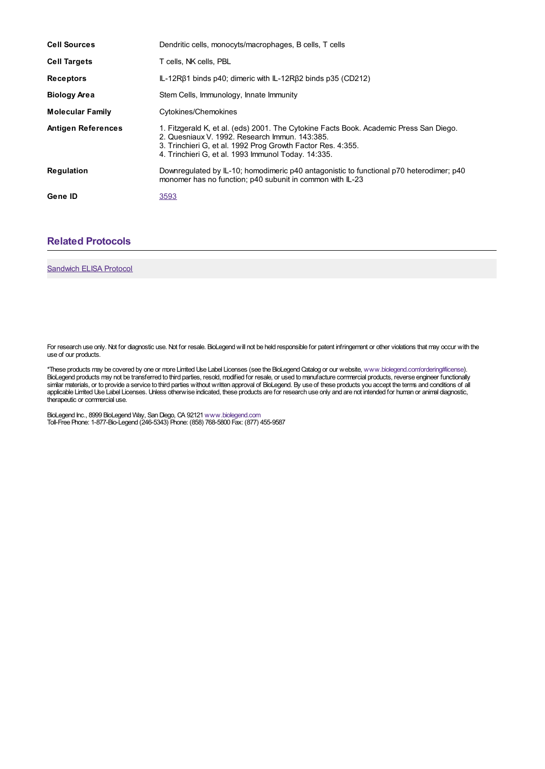| | |
|---|---|
| **Cell Sources** | Dendritic cells, monocyts/macrophages, B cells, T cells |
| **Cell Targets** | T cells, NK cells, PBL |
| **Receptors** | IL-12Rβ1 binds p40; dimeric with IL-12Rβ2 binds p35 (CD212) |
| **Biology Area** | Stem Cells, Immunology, Innate Immunity |
| **Molecular Family** | Cytokines/Chemokines |
| **Antigen References** | 1. Fitzgerald K, et al. (eds) 2001. The Cytokine Facts Book. Academic Press San Diego.<br>2. Quesniaux V. 1992. Research Immun. 143:385.<br>3. Trinchieri G, et al. 1992 Prog Growth Factor Res. 4:355.<br>4. Trinchieri G, et al. 1993 Immunol Today. 14:335. |
| **Regulation** | Downregulated by IL-10; homodimeric p40 antagonistic to functional p70 heterodimer; p40 monomer has no function; p40 subunit in common with IL-23 |
| **Gene ID** | 3593 |

## Related Protocols

Sandwich ELISA Protocol

For research use only. Not for diagnostic use. Not for resale. BioLegend will not be held responsible for patent infringement or other violations that may occur with the use of our products.

*These products may be covered by one or more Limited Use Label Licenses (see the BioLegend Catalog or our website, www.biolegend.com/ordering#license). BioLegend products may not be transferred to third parties, resold, modified for resale, or used to manufacture commercial products, reverse engineer functionally similar materials, or to provide a service to third parties without written approval of BioLegend. By use of these products you accept the terms and conditions of all applicable Limited Use Label Licenses. Unless otherwise indicated, these products are for research use only and are not intended for human or animal diagnostic, therapeutic or commercial use.

BioLegend Inc., 8999 BioLegend Way, San Diego, CA 92121 www.biolegend.com
Toll-Free Phone: 1-877-Bio-Legend (246-5343) Phone: (858) 768-5800 Fax: (877) 455-9587